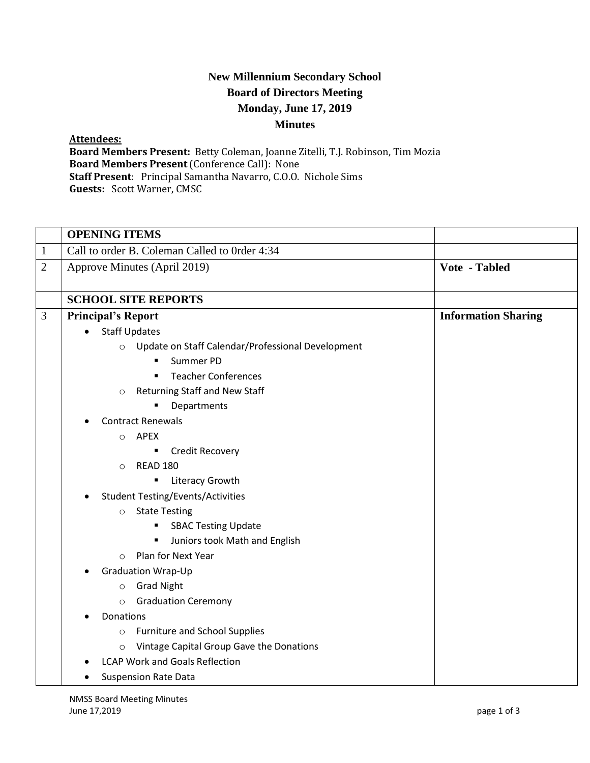**New Millennium Secondary School**
**Board of Directors Meeting**
**Monday, June 17, 2019**
**Minutes**

**Attendees:**
**Board Members Present:** Betty Coleman, Joanne Zitelli, T.J. Robinson, Tim Mozia
**Board Members Present** (Conference Call): None
**Staff Present**: Principal Samantha Navarro, C.O.O. Nichole Sims
**Guests:** Scott Warner, CMSC

| | **OPENING ITEMS** | |
|---|---|---|
| 1 | Call to order B. Coleman Called to 0rder 4:34 | |
| 2 | Approve Minutes (April 2019) | **Vote - Tabled** |
| | **SCHOOL SITE REPORTS** | |
| 3 | **Principal's Report**<br>• Staff Updates<br>  o Update on Staff Calendar/Professional Development<br>    ▪ Summer PD<br>    ▪ Teacher Conferences<br>  o Returning Staff and New Staff<br>    ▪ Departments<br>• Contract Renewals<br>  o APEX<br>    ▪ Credit Recovery<br>  o READ 180<br>    ▪ Literacy Growth<br>• Student Testing/Events/Activities<br>  o State Testing<br>    ▪ SBAC Testing Update<br>    ▪ Juniors took Math and English<br>  o Plan for Next Year<br>• Graduation Wrap-Up<br>  o Grad Night<br>  o Graduation Ceremony<br>• Donations<br>  o Furniture and School Supplies<br>  o Vintage Capital Group Gave the Donations<br>• LCAP Work and Goals Reflection<br>• Suspension Rate Data | **Information Sharing** |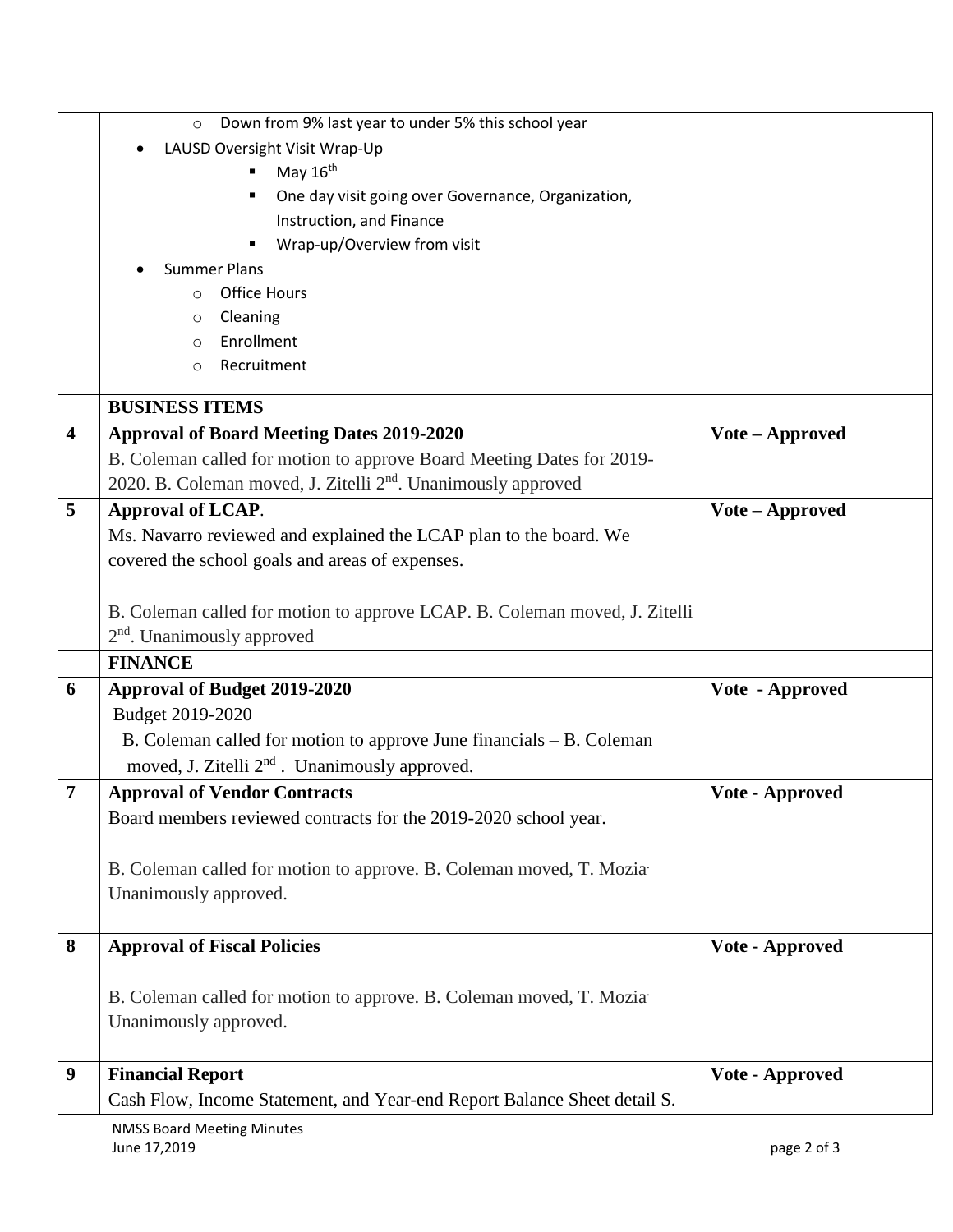| | | |
|---|---|---|
| | - Down from 9% last year to under 5% this school year<br>• LAUSD Oversight Visit Wrap-Up<br>  ▪ May 16th<br>  ▪ One day visit going over Governance, Organization, Instruction, and Finance<br>  ▪ Wrap-up/Overview from visit<br>• Summer Plans<br>  - Office Hours<br>  - Cleaning<br>  - Enrollment<br>  - Recruitment | |
| | **BUSINESS ITEMS** | |
| **4** | **Approval of Board Meeting Dates 2019-2020**<br>B. Coleman called for motion to approve Board Meeting Dates for 2019-2020. B. Coleman moved, J. Zitelli 2nd. Unanimously approved | **Vote – Approved** |
| **5** | **Approval of LCAP**.<br>Ms. Navarro reviewed and explained the LCAP plan to the board. We covered the school goals and areas of expenses.<br><br>B. Coleman called for motion to approve LCAP. B. Coleman moved, J. Zitelli 2nd. Unanimously approved | **Vote – Approved** |
| | **FINANCE** | |
| **6** | **Approval of Budget 2019-2020**<br>Budget 2019-2020<br>B. Coleman called for motion to approve June financials – B. Coleman moved, J. Zitelli 2nd . Unanimously approved. | **Vote - Approved** |
| **7** | **Approval of Vendor Contracts**<br>Board members reviewed contracts for the 2019-2020 school year.<br><br>B. Coleman called for motion to approve. B. Coleman moved, T. Mozia. Unanimously approved. | **Vote - Approved** |
| **8** | **Approval of Fiscal Policies**<br><br>B. Coleman called for motion to approve. B. Coleman moved, T. Mozia. Unanimously approved. | **Vote - Approved** |
| **9** | **Financial Report**<br>Cash Flow, Income Statement, and Year-end Report Balance Sheet detail S. | **Vote - Approved** |

NMSS Board Meeting Minutes
June 17,2019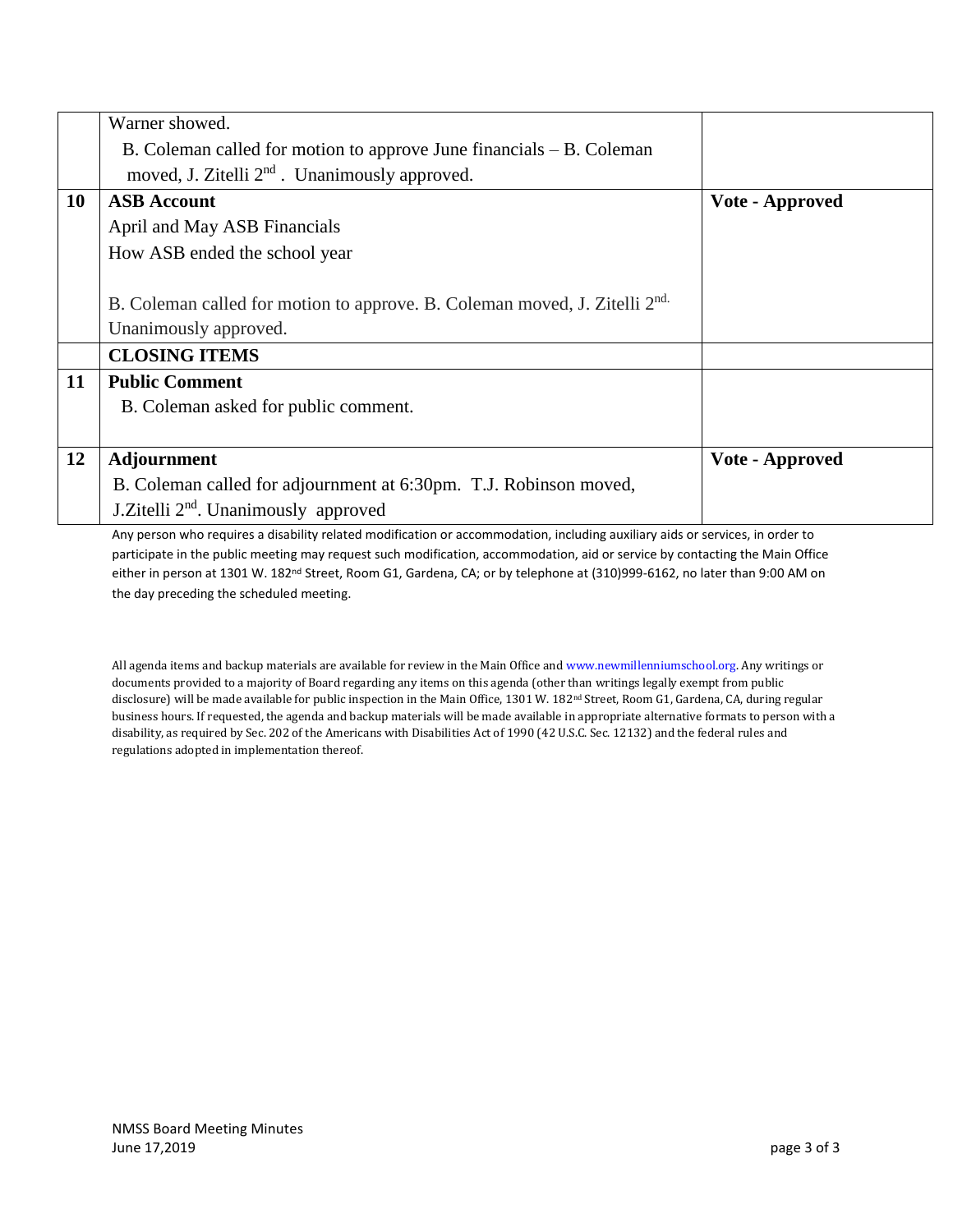| | | |
|---|---|---|
| | Warner showed.<br>B. Coleman called for motion to approve June financials – B. Coleman moved, J. Zitelli 2nd . Unanimously approved. | |
| **10** | **ASB Account**<br>April and May ASB Financials<br>How ASB ended the school year<br><br>B. Coleman called for motion to approve. B. Coleman moved, J. Zitelli 2nd.<br>Unanimously approved. | **Vote - Approved** |
| | **CLOSING ITEMS** | |
| **11** | **Public Comment**<br>B. Coleman asked for public comment. | |
| **12** | **Adjournment**<br>B. Coleman called for adjournment at 6:30pm. T.J. Robinson moved, J.Zitelli 2nd. Unanimously approved | **Vote - Approved** |

Any person who requires a disability related modification or accommodation, including auxiliary aids or services, in order to participate in the public meeting may request such modification, accommodation, aid or service by contacting the Main Office either in person at 1301 W. 182nd Street, Room G1, Gardena, CA; or by telephone at (310)999-6162, no later than 9:00 AM on the day preceding the scheduled meeting.

All agenda items and backup materials are available for review in the Main Office and www.newmillenniumschool.org. Any writings or documents provided to a majority of Board regarding any items on this agenda (other than writings legally exempt from public disclosure) will be made available for public inspection in the Main Office, 1301 W. 182nd Street, Room G1, Gardena, CA, during regular business hours. If requested, the agenda and backup materials will be made available in appropriate alternative formats to person with a disability, as required by Sec. 202 of the Americans with Disabilities Act of 1990 (42 U.S.C. Sec. 12132) and the federal rules and regulations adopted in implementation thereof.